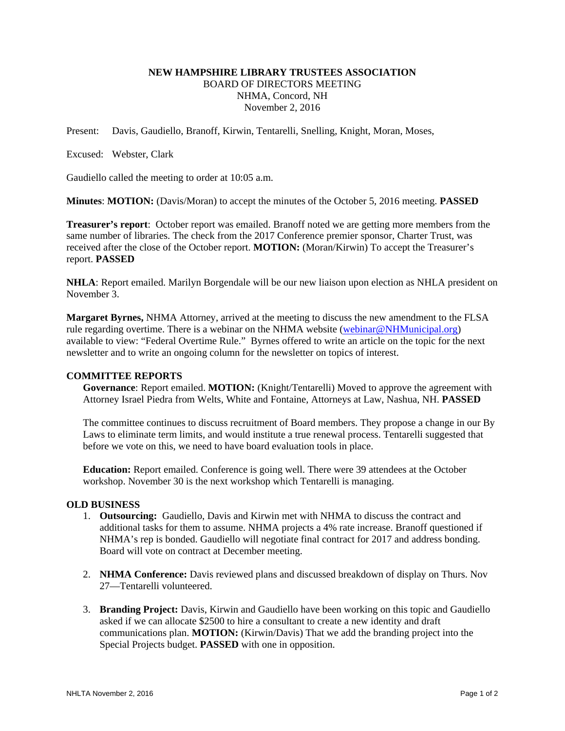# NEW HAMPSHIRE LIBRARY TRUSTEES ASSOCIATION

BOARD OF DIRECTORS MEETING
NHMA, Concord, NH
November 2, 2016

Present: Davis, Gaudiello, Branoff, Kirwin, Tentarelli, Snelling, Knight, Moran, Moses,

Excused: Webster, Clark

Gaudiello called the meeting to order at 10:05 a.m.

**Minutes**: **MOTION:** (Davis/Moran) to accept the minutes of the October 5, 2016 meeting. **PASSED**

**Treasurer's report**: October report was emailed. Branoff noted we are getting more members from the same number of libraries. The check from the 2017 Conference premier sponsor, Charter Trust, was received after the close of the October report. **MOTION:** (Moran/Kirwin) To accept the Treasurer's report. **PASSED**

**NHLA**: Report emailed. Marilyn Borgendale will be our new liaison upon election as NHLA president on November 3.

**Margaret Byrnes,** NHMA Attorney, arrived at the meeting to discuss the new amendment to the FLSA rule regarding overtime. There is a webinar on the NHMA website (webinar@NHMunicipal.org) available to view: "Federal Overtime Rule." Byrnes offered to write an article on the topic for the next newsletter and to write an ongoing column for the newsletter on topics of interest.

## COMMITTEE REPORTS

**Governance**: Report emailed. **MOTION:** (Knight/Tentarelli) Moved to approve the agreement with Attorney Israel Piedra from Welts, White and Fontaine, Attorneys at Law, Nashua, NH. **PASSED**

The committee continues to discuss recruitment of Board members. They propose a change in our By Laws to eliminate term limits, and would institute a true renewal process. Tentarelli suggested that before we vote on this, we need to have board evaluation tools in place.

**Education:** Report emailed. Conference is going well. There were 39 attendees at the October workshop. November 30 is the next workshop which Tentarelli is managing.

## OLD BUSINESS

1. **Outsourcing:** Gaudiello, Davis and Kirwin met with NHMA to discuss the contract and additional tasks for them to assume. NHMA projects a 4% rate increase. Branoff questioned if NHMA's rep is bonded. Gaudiello will negotiate final contract for 2017 and address bonding. Board will vote on contract at December meeting.

2. **NHMA Conference:** Davis reviewed plans and discussed breakdown of display on Thurs. Nov 27—Tentarelli volunteered.

3. **Branding Project:** Davis, Kirwin and Gaudiello have been working on this topic and Gaudiello asked if we can allocate $2500 to hire a consultant to create a new identity and draft communications plan. **MOTION:** (Kirwin/Davis) That we add the branding project into the Special Projects budget. **PASSED** with one in opposition.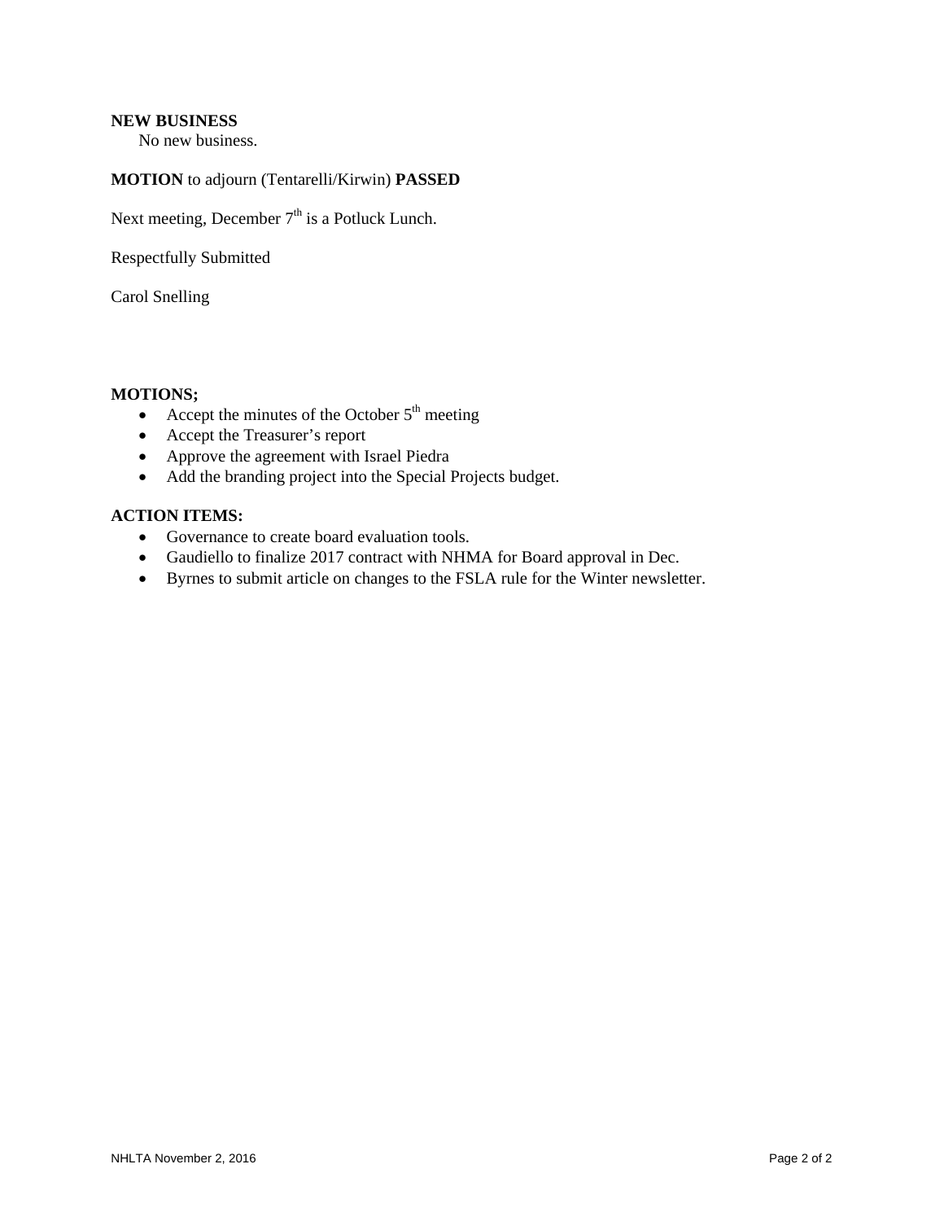**NEW BUSINESS**

No new business.

**MOTION** to adjourn (Tentarelli/Kirwin) **PASSED**

Next meeting, December 7th is a Potluck Lunch.

Respectfully Submitted

Carol Snelling

**MOTIONS;**

- Accept the minutes of the October 5th meeting
- Accept the Treasurer's report
- Approve the agreement with Israel Piedra
- Add the branding project into the Special Projects budget.

**ACTION ITEMS:**

- Governance to create board evaluation tools.
- Gaudiello to finalize 2017 contract with NHMA for Board approval in Dec.
- Byrnes to submit article on changes to the FSLA rule for the Winter newsletter.